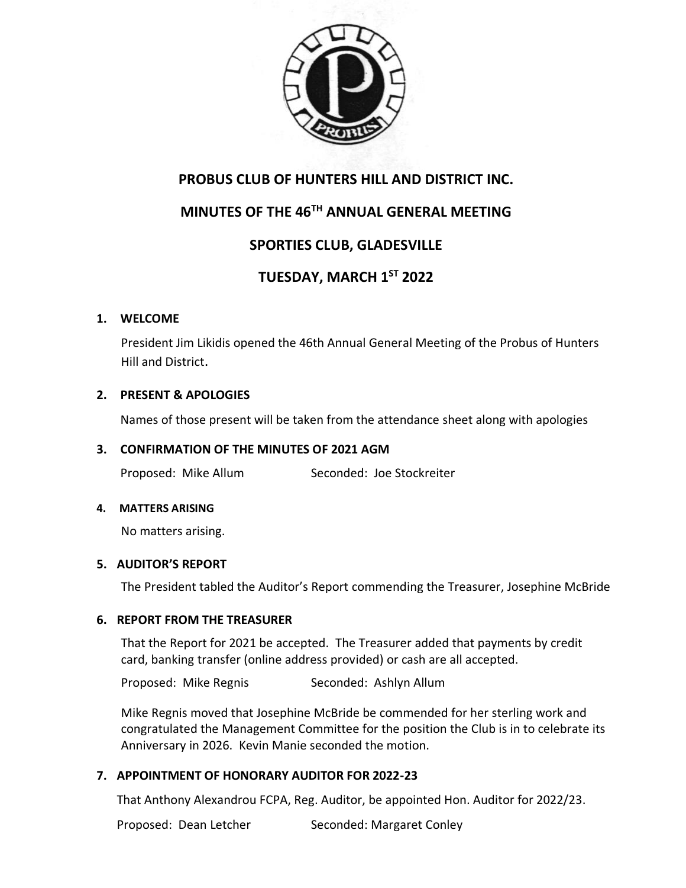# PROBUS CLUB OF HUNTERS HILL AND DISTRICT INC.

## MINUTES OF THE 46TH ANNUAL GENERAL MEETING

## SPORTIES CLUB, GLADESVILLE

## TUESDAY, MARCH 1ST 2022

### 1. WELCOME

President Jim Likidis opened the 46th Annual General Meeting of the Probus of Hunters Hill and District.

### 2. PRESENT & APOLOGIES

Names of those present will be taken from the attendance sheet along with apologies

### 3. CONFIRMATION OF THE MINUTES OF 2021 AGM

Proposed: Mike Allum Seconded: Joe Stockreiter

### 4. MATTERS ARISING

No matters arising.

### 5. AUDITOR'S REPORT

The President tabled the Auditor's Report commending the Treasurer, Josephine McBride

### 6. REPORT FROM THE TREASURER

That the Report for 2021 be accepted. The Treasurer added that payments by credit card, banking transfer (online address provided) or cash are all accepted.

Proposed: Mike Regnis Seconded: Ashlyn Allum

Mike Regnis moved that Josephine McBride be commended for her sterling work and congratulated the Management Committee for the position the Club is in to celebrate its Anniversary in 2026. Kevin Manie seconded the motion.

### 7. APPOINTMENT OF HONORARY AUDITOR FOR 2022-23

That Anthony Alexandrou FCPA, Reg. Auditor, be appointed Hon. Auditor for 2022/23.

Proposed: Dean Letcher Seconded: Margaret Conley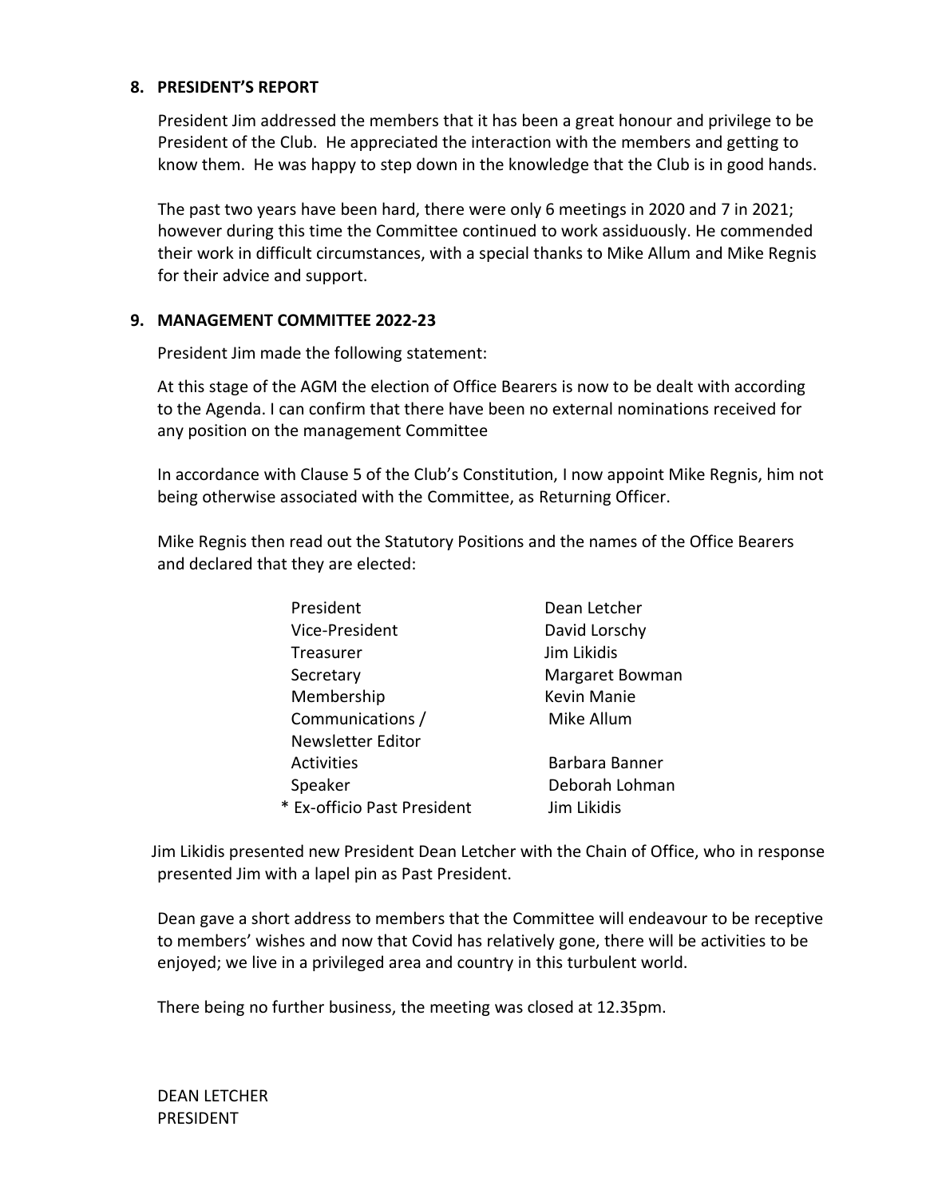## 8. PRESIDENT'S REPORT

President Jim addressed the members that it has been a great honour and privilege to be President of the Club. He appreciated the interaction with the members and getting to know them. He was happy to step down in the knowledge that the Club is in good hands.

The past two years have been hard, there were only 6 meetings in 2020 and 7 in 2021; however during this time the Committee continued to work assiduously. He commended their work in difficult circumstances, with a special thanks to Mike Allum and Mike Regnis for their advice and support.

## 9. MANAGEMENT COMMITTEE 2022-23

President Jim made the following statement:

At this stage of the AGM the election of Office Bearers is now to be dealt with according to the Agenda. I can confirm that there have been no external nominations received for any position on the management Committee

In accordance with Clause 5 of the Club's Constitution, I now appoint Mike Regnis, him not being otherwise associated with the Committee, as Returning Officer.

Mike Regnis then read out the Statutory Positions and the names of the Office Bearers and declared that they are elected:

| | |
|---|---|
| President | Dean Letcher |
| Vice-President | David Lorschy |
| Treasurer | Jim Likidis |
| Secretary | Margaret Bowman |
| Membership | Kevin Manie |
| Communications / Newsletter Editor | Mike Allum |
| Activities | Barbara Banner |
| Speaker | Deborah Lohman |
| * Ex-officio Past President | Jim Likidis |

Jim Likidis presented new President Dean Letcher with the Chain of Office, who in response presented Jim with a lapel pin as Past President.

Dean gave a short address to members that the Committee will endeavour to be receptive to members' wishes and now that Covid has relatively gone, there will be activities to be enjoyed; we live in a privileged area and country in this turbulent world.

There being no further business, the meeting was closed at 12.35pm.

DEAN LETCHER
PRESIDENT